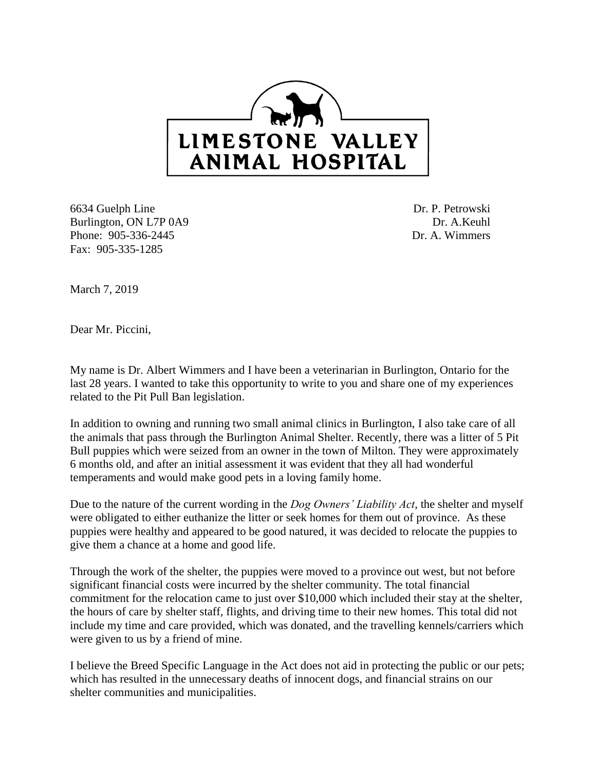# LIMESTONE VALLEY ANIMAL HOSPITAL

6634 Guelph Line
Burlington, ON L7P 0A9
Phone: 905-336-2445
Fax: 905-335-1285

Dr. P. Petrowski
Dr. A.Keuhl
Dr. A. Wimmers

March 7, 2019

Dear Mr. Piccini,

My name is Dr. Albert Wimmers and I have been a veterinarian in Burlington, Ontario for the last 28 years. I wanted to take this opportunity to write to you and share one of my experiences related to the Pit Pull Ban legislation.

In addition to owning and running two small animal clinics in Burlington, I also take care of all the animals that pass through the Burlington Animal Shelter. Recently, there was a litter of 5 Pit Bull puppies which were seized from an owner in the town of Milton. They were approximately 6 months old, and after an initial assessment it was evident that they all had wonderful temperaments and would make good pets in a loving family home.

Due to the nature of the current wording in the *Dog Owners' Liability Act*, the shelter and myself were obligated to either euthanize the litter or seek homes for them out of province. As these puppies were healthy and appeared to be good natured, it was decided to relocate the puppies to give them a chance at a home and good life.

Through the work of the shelter, the puppies were moved to a province out west, but not before significant financial costs were incurred by the shelter community. The total financial commitment for the relocation came to just over $10,000 which included their stay at the shelter, the hours of care by shelter staff, flights, and driving time to their new homes. This total did not include my time and care provided, which was donated, and the travelling kennels/carriers which were given to us by a friend of mine.

I believe the Breed Specific Language in the Act does not aid in protecting the public or our pets; which has resulted in the unnecessary deaths of innocent dogs, and financial strains on our shelter communities and municipalities.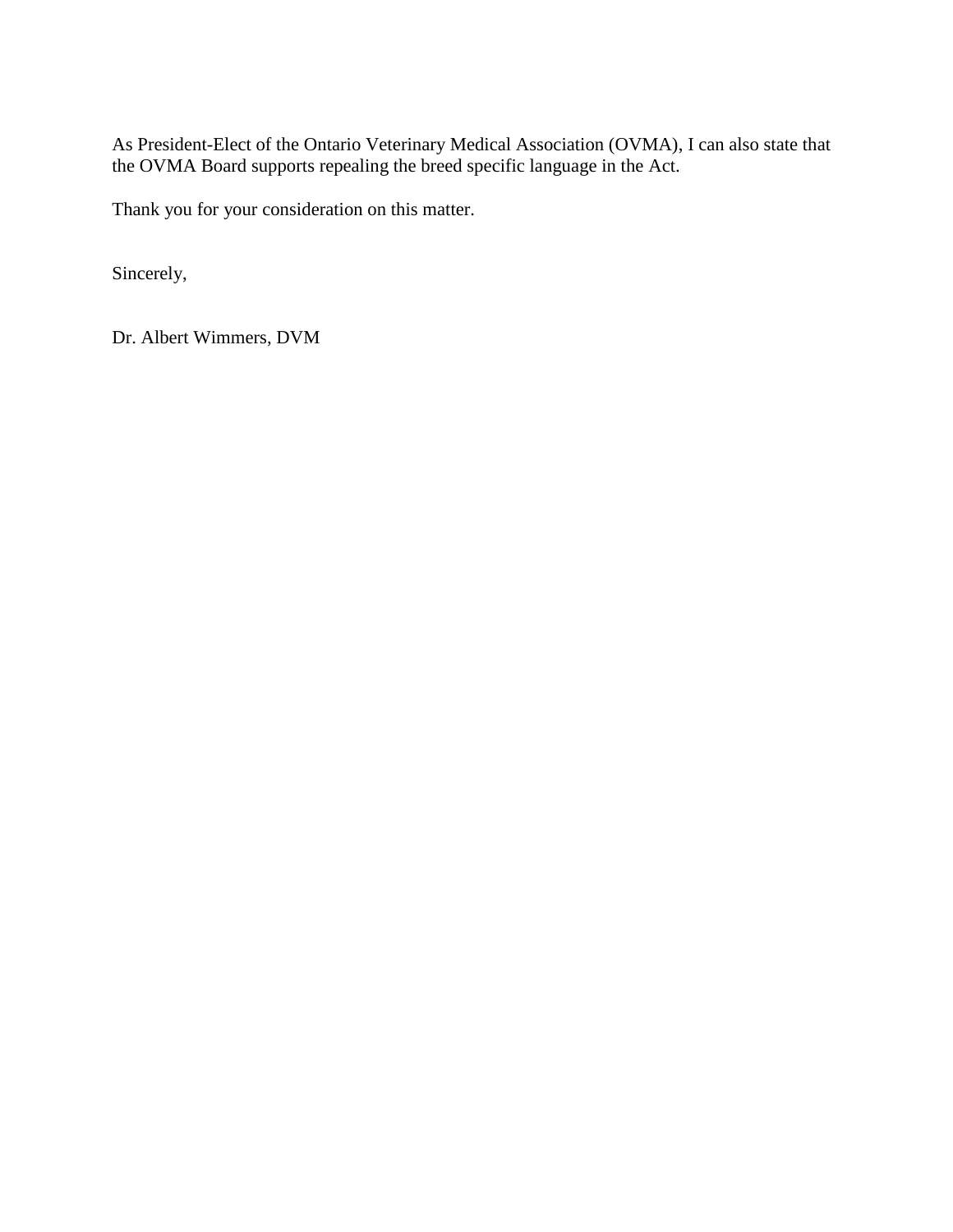As President-Elect of the Ontario Veterinary Medical Association (OVMA), I can also state that the OVMA Board supports repealing the breed specific language in the Act.

Thank you for your consideration on this matter.

Sincerely,

Dr. Albert Wimmers, DVM